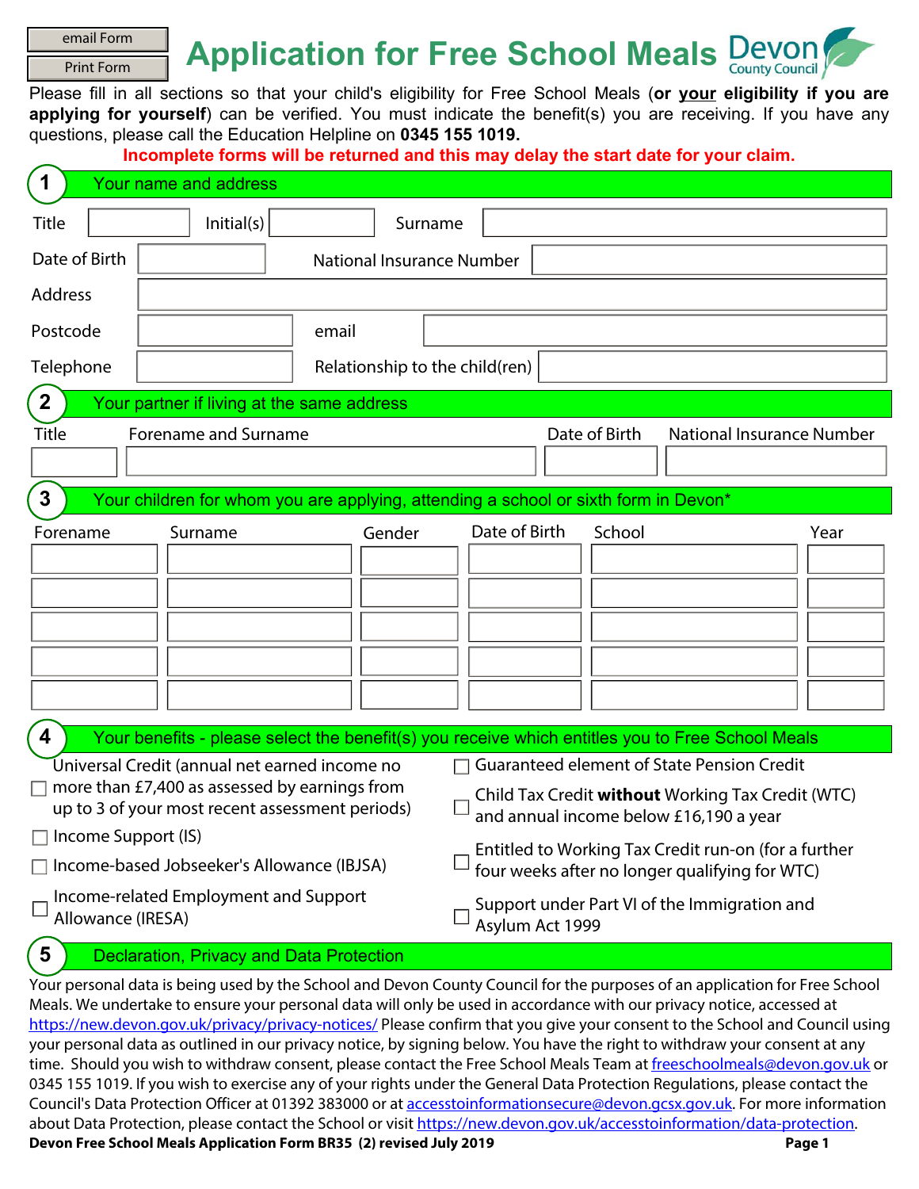email Form

Print Form

# Application for Free School Meals

Devon County Council

Please fill in all sections so that your child's eligibility for Free School Meals (**or your eligibility if you are applying for yourself**) can be verified. You must indicate the benefit(s) you are receiving. If you have any questions, please call the Education Helpline on **0345 155 1019.**

**Incomplete forms will be returned and this may delay the start date for your claim.**

## 1 Your name and address

Title ______ Initial(s) ______ Surname ______

Date of Birth ______ National Insurance Number ______

Address ______

Postcode ______ email ______

Telephone ______ Relationship to the child(ren) ______

## 2 Your partner if living at the same address

| Title | Forename and Surname | Date of Birth | National Insurance Number |
|---|---|---|---|
| | | | |

## 3 Your children for whom you are applying, attending a school or sixth form in Devon*

| Forename | Surname | Gender | Date of Birth | School | Year |
|---|---|---|---|---|---|
| | | | | | |
| | | | | | |
| | | | | | |
| | | | | | |
| | | | | | |

## 4 Your benefits - please select the benefit(s) you receive which entitles you to Free School Meals

- ☐ Universal Credit (annual net earned income no more than £7,400 as assessed by earnings from up to 3 of your most recent assessment periods)
- ☐ Income Support (IS)
- ☐ Income-based Jobseeker's Allowance (IBJSA)
- ☐ Income-related Employment and Support Allowance (IRESA)
- ☐ Guaranteed element of State Pension Credit
- ☐ Child Tax Credit **without** Working Tax Credit (WTC) and annual income below £16,190 a year
- ☐ Entitled to Working Tax Credit run-on (for a further four weeks after no longer qualifying for WTC)
- ☐ Support under Part VI of the Immigration and Asylum Act 1999

## 5 Declaration, Privacy and Data Protection

Your personal data is being used by the School and Devon County Council for the purposes of an application for Free School Meals. We undertake to ensure your personal data will only be used in accordance with our privacy notice, accessed at https://new.devon.gov.uk/privacy/privacy-notices/ Please confirm that you give your consent to the School and Council using your personal data as outlined in our privacy notice, by signing below. You have the right to withdraw your consent at any time. Should you wish to withdraw consent, please contact the Free School Meals Team at freeschoolmeals@devon.gov.uk or 0345 155 1019. If you wish to exercise any of your rights under the General Data Protection Regulations, please contact the Council's Data Protection Officer at 01392 383000 or at accesstoinformationsecure@devon.gcsx.gov.uk. For more information about Data Protection, please contact the School or visit https://new.devon.gov.uk/accesstoinformation/data-protection.

**Devon Free School Meals Application Form BR35 (2) revised July 2019**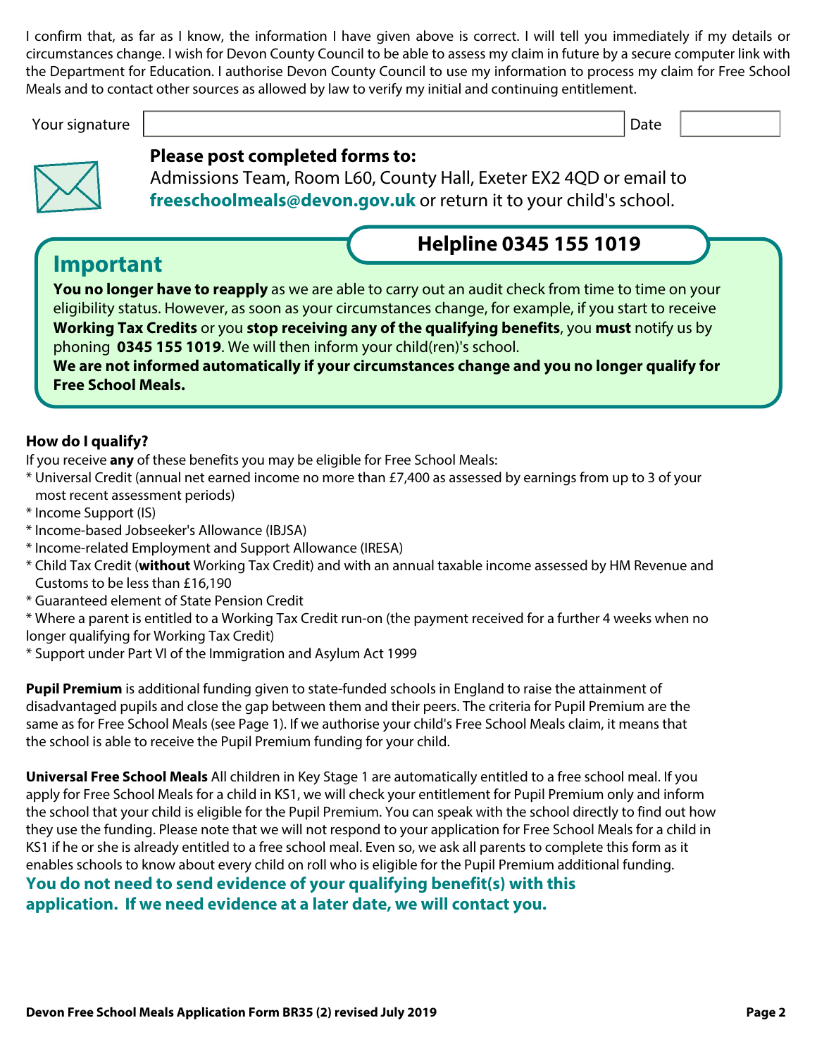I confirm that, as far as I know, the information I have given above is correct. I will tell you immediately if my details or circumstances change. I wish for Devon County Council to be able to assess my claim in future by a secure computer link with the Department for Education. I authorise Devon County Council to use my information to process my claim for Free School Meals and to contact other sources as allowed by law to verify my initial and continuing entitlement.

| Your signature | | Date | |
|---|---|---|---|

**Please post completed forms to:**
Admissions Team, Room L60, County Hall, Exeter EX2 4QD or email to **freeschoolmeals@devon.gov.uk** or return it to your child's school.

## Important

**Helpline 0345 155 1019**

**You no longer have to reapply** as we are able to carry out an audit check from time to time on your eligibility status. However, as soon as your circumstances change, for example, if you start to receive **Working Tax Credits** or you **stop receiving any of the qualifying benefits**, you **must** notify us by phoning **0345 155 1019**. We will then inform your child(ren)'s school.
**We are not informed automatically if your circumstances change and you no longer qualify for Free School Meals.**

### How do I qualify?

If you receive **any** of these benefits you may be eligible for Free School Meals:

* Universal Credit (annual net earned income no more than £7,400 as assessed by earnings from up to 3 of your most recent assessment periods)
* Income Support (IS)
* Income-based Jobseeker's Allowance (IBJSA)
* Income-related Employment and Support Allowance (IRESA)
* Child Tax Credit (**without** Working Tax Credit) and with an annual taxable income assessed by HM Revenue and Customs to be less than £16,190
* Guaranteed element of State Pension Credit
* Where a parent is entitled to a Working Tax Credit run-on (the payment received for a further 4 weeks when no longer qualifying for Working Tax Credit)
* Support under Part VI of the Immigration and Asylum Act 1999

**Pupil Premium** is additional funding given to state-funded schools in England to raise the attainment of disadvantaged pupils and close the gap between them and their peers. The criteria for Pupil Premium are the same as for Free School Meals (see Page 1). If we authorise your child's Free School Meals claim, it means that the school is able to receive the Pupil Premium funding for your child.

**Universal Free School Meals** All children in Key Stage 1 are automatically entitled to a free school meal. If you apply for Free School Meals for a child in KS1, we will check your entitlement for Pupil Premium only and inform the school that your child is eligible for the Pupil Premium. You can speak with the school directly to find out how they use the funding. Please note that we will not respond to your application for Free School Meals for a child in KS1 if he or she is already entitled to a free school meal. Even so, we ask all parents to complete this form as it enables schools to know about every child on roll who is eligible for the Pupil Premium additional funding.

**You do not need to send evidence of your qualifying benefit(s) with this application. If we need evidence at a later date, we will contact you.**

Devon Free School Meals Application Form BR35 (2) revised July 2019